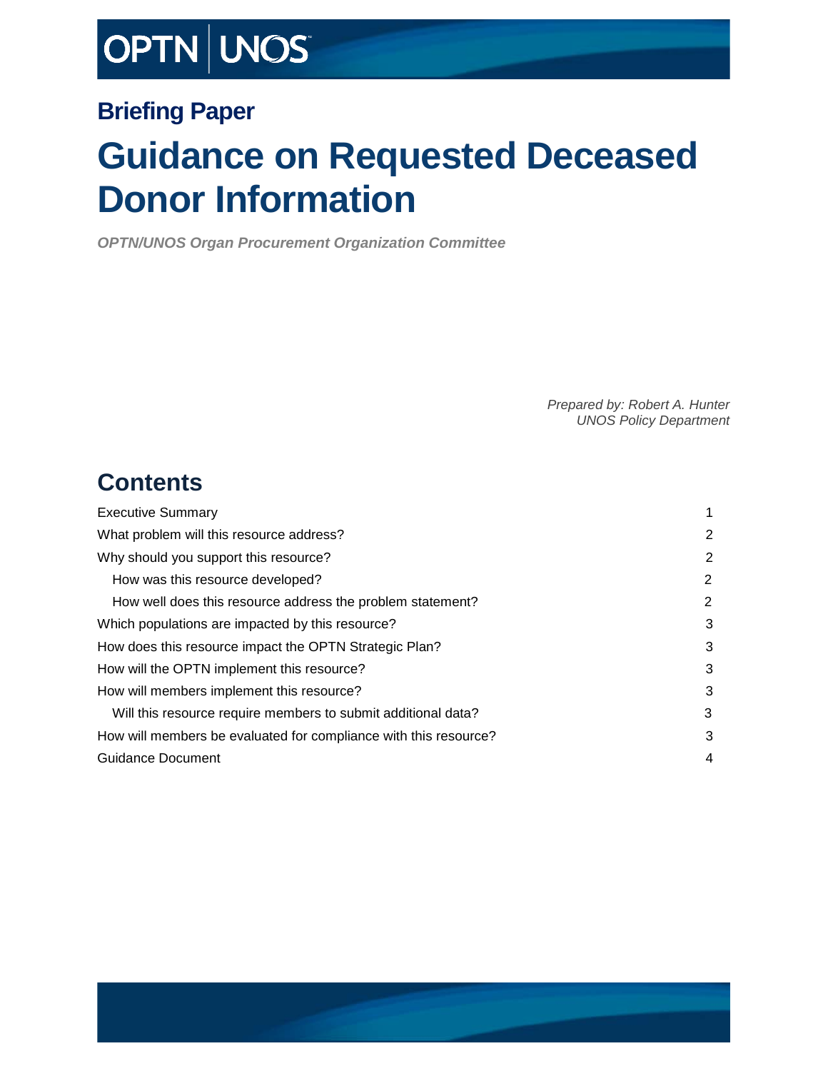OPTN | UNOS

## Briefing Paper

# Guidance on Requested Deceased Donor Information

*OPTN/UNOS Organ Procurement Organization Committee*

*Prepared by: Robert A. Hunter*
*UNOS Policy Department*

## Contents

| | |
|---|---|
| Executive Summary | 1 |
| What problem will this resource address? | 2 |
| Why should you support this resource? | 2 |
| How was this resource developed? | 2 |
| How well does this resource address the problem statement? | 2 |
| Which populations are impacted by this resource? | 3 |
| How does this resource impact the OPTN Strategic Plan? | 3 |
| How will the OPTN implement this resource? | 3 |
| How will members implement this resource? | 3 |
| Will this resource require members to submit additional data? | 3 |
| How will members be evaluated for compliance with this resource? | 3 |
| Guidance Document | 4 |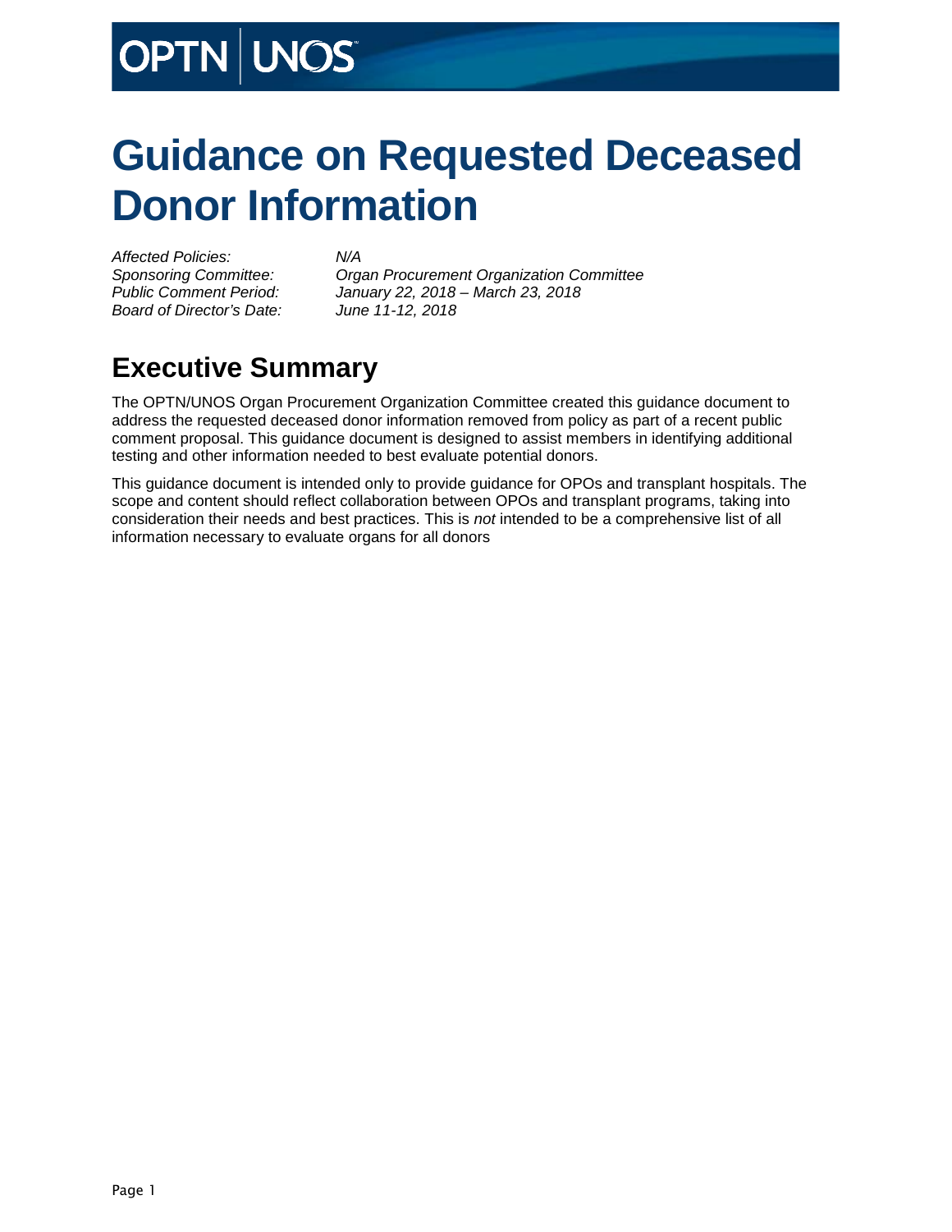# Guidance on Requested Deceased Donor Information

*Affected Policies:* *N/A*
*Sponsoring Committee:* *Organ Procurement Organization Committee*
*Public Comment Period:* *January 22, 2018 – March 23, 2018*
*Board of Director's Date:* *June 11-12, 2018*

## Executive Summary

The OPTN/UNOS Organ Procurement Organization Committee created this guidance document to address the requested deceased donor information removed from policy as part of a recent public comment proposal. This guidance document is designed to assist members in identifying additional testing and other information needed to best evaluate potential donors.

This guidance document is intended only to provide guidance for OPOs and transplant hospitals. The scope and content should reflect collaboration between OPOs and transplant programs, taking into consideration their needs and best practices. This is *not* intended to be a comprehensive list of all information necessary to evaluate organs for all donors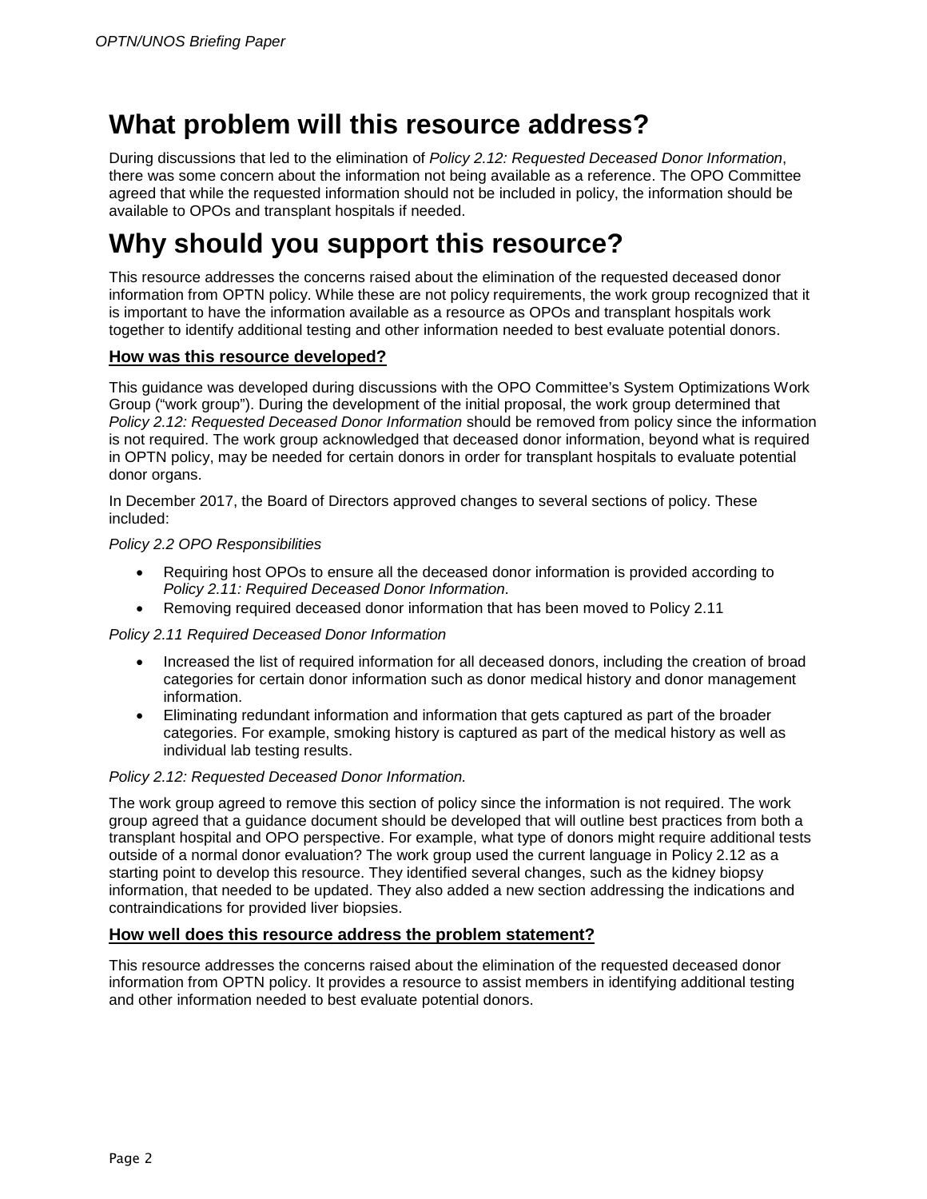# What problem will this resource address?

During discussions that led to the elimination of *Policy 2.12: Requested Deceased Donor Information*, there was some concern about the information not being available as a reference. The OPO Committee agreed that while the requested information should not be included in policy, the information should be available to OPOs and transplant hospitals if needed.

# Why should you support this resource?

This resource addresses the concerns raised about the elimination of the requested deceased donor information from OPTN policy. While these are not policy requirements, the work group recognized that it is important to have the information available as a resource as OPOs and transplant hospitals work together to identify additional testing and other information needed to best evaluate potential donors.

## How was this resource developed?

This guidance was developed during discussions with the OPO Committee's System Optimizations Work Group ("work group"). During the development of the initial proposal, the work group determined that *Policy 2.12: Requested Deceased Donor Information* should be removed from policy since the information is not required. The work group acknowledged that deceased donor information, beyond what is required in OPTN policy, may be needed for certain donors in order for transplant hospitals to evaluate potential donor organs.

In December 2017, the Board of Directors approved changes to several sections of policy. These included:

*Policy 2.2 OPO Responsibilities*

- Requiring host OPOs to ensure all the deceased donor information is provided according to *Policy 2.11: Required Deceased Donor Information.*
- Removing required deceased donor information that has been moved to Policy 2.11

*Policy 2.11 Required Deceased Donor Information*

- Increased the list of required information for all deceased donors, including the creation of broad categories for certain donor information such as donor medical history and donor management information.
- Eliminating redundant information and information that gets captured as part of the broader categories. For example, smoking history is captured as part of the medical history as well as individual lab testing results.

*Policy 2.12: Requested Deceased Donor Information.*

The work group agreed to remove this section of policy since the information is not required. The work group agreed that a guidance document should be developed that will outline best practices from both a transplant hospital and OPO perspective. For example, what type of donors might require additional tests outside of a normal donor evaluation? The work group used the current language in Policy 2.12 as a starting point to develop this resource. They identified several changes, such as the kidney biopsy information, that needed to be updated. They also added a new section addressing the indications and contraindications for provided liver biopsies.

## How well does this resource address the problem statement?

This resource addresses the concerns raised about the elimination of the requested deceased donor information from OPTN policy. It provides a resource to assist members in identifying additional testing and other information needed to best evaluate potential donors.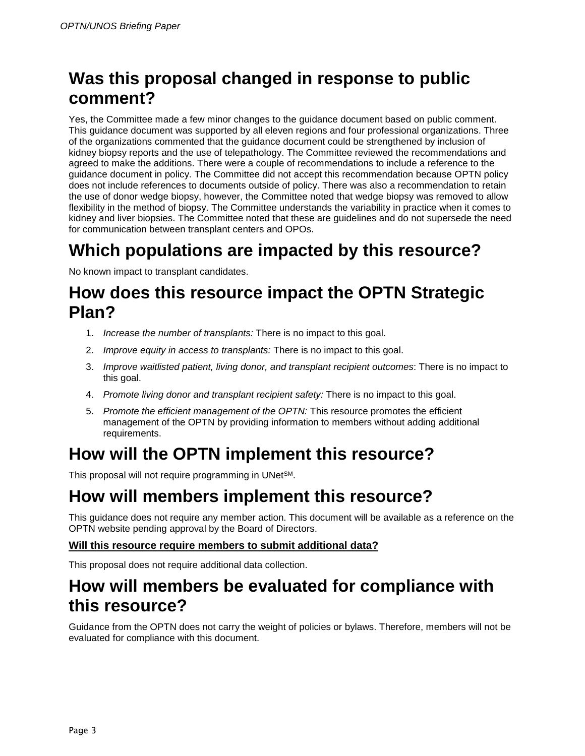## Was this proposal changed in response to public comment?

Yes, the Committee made a few minor changes to the guidance document based on public comment. This guidance document was supported by all eleven regions and four professional organizations. Three of the organizations commented that the guidance document could be strengthened by inclusion of kidney biopsy reports and the use of telepathology. The Committee reviewed the recommendations and agreed to make the additions. There were a couple of recommendations to include a reference to the guidance document in policy. The Committee did not accept this recommendation because OPTN policy does not include references to documents outside of policy. There was also a recommendation to retain the use of donor wedge biopsy, however, the Committee noted that wedge biopsy was removed to allow flexibility in the method of biopsy. The Committee understands the variability in practice when it comes to kidney and liver biopsies. The Committee noted that these are guidelines and do not supersede the need for communication between transplant centers and OPOs.

## Which populations are impacted by this resource?

No known impact to transplant candidates.

## How does this resource impact the OPTN Strategic Plan?

1. *Increase the number of transplants:* There is no impact to this goal.
2. *Improve equity in access to transplants:* There is no impact to this goal.
3. *Improve waitlisted patient, living donor, and transplant recipient outcomes*: There is no impact to this goal.
4. *Promote living donor and transplant recipient safety:* There is no impact to this goal.
5. *Promote the efficient management of the OPTN:* This resource promotes the efficient management of the OPTN by providing information to members without adding additional requirements.

## How will the OPTN implement this resource?

This proposal will not require programming in UNet℠.

## How will members implement this resource?

This guidance does not require any member action. This document will be available as a reference on the OPTN website pending approval by the Board of Directors.

**Will this resource require members to submit additional data?**

This proposal does not require additional data collection.

## How will members be evaluated for compliance with this resource?

Guidance from the OPTN does not carry the weight of policies or bylaws. Therefore, members will not be evaluated for compliance with this document.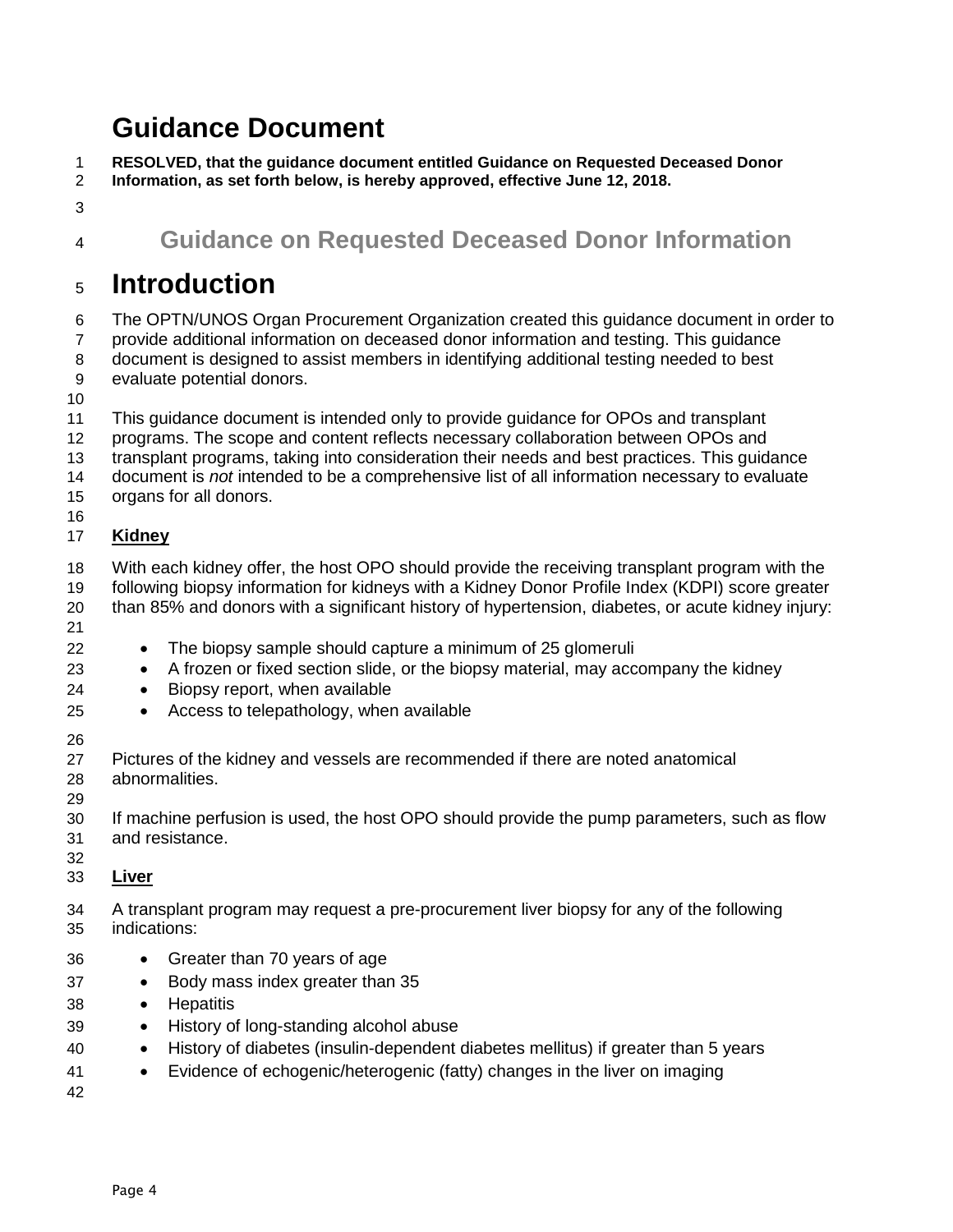# Guidance Document

**RESOLVED, that the guidance document entitled Guidance on Requested Deceased Donor Information, as set forth below, is hereby approved, effective June 12, 2018.**

## Guidance on Requested Deceased Donor Information

# Introduction

The OPTN/UNOS Organ Procurement Organization created this guidance document in order to provide additional information on deceased donor information and testing. This guidance document is designed to assist members in identifying additional testing needed to best evaluate potential donors.

This guidance document is intended only to provide guidance for OPOs and transplant programs. The scope and content reflects necessary collaboration between OPOs and transplant programs, taking into consideration their needs and best practices. This guidance document is *not* intended to be a comprehensive list of all information necessary to evaluate organs for all donors.

**Kidney**

With each kidney offer, the host OPO should provide the receiving transplant program with the following biopsy information for kidneys with a Kidney Donor Profile Index (KDPI) score greater than 85% and donors with a significant history of hypertension, diabetes, or acute kidney injury:

- The biopsy sample should capture a minimum of 25 glomeruli
- A frozen or fixed section slide, or the biopsy material, may accompany the kidney
- Biopsy report, when available
- Access to telepathology, when available

Pictures of the kidney and vessels are recommended if there are noted anatomical abnormalities.

If machine perfusion is used, the host OPO should provide the pump parameters, such as flow and resistance.

**Liver**

A transplant program may request a pre-procurement liver biopsy for any of the following indications:

- Greater than 70 years of age
- Body mass index greater than 35
- Hepatitis
- History of long-standing alcohol abuse
- History of diabetes (insulin-dependent diabetes mellitus) if greater than 5 years
- Evidence of echogenic/heterogenic (fatty) changes in the liver on imaging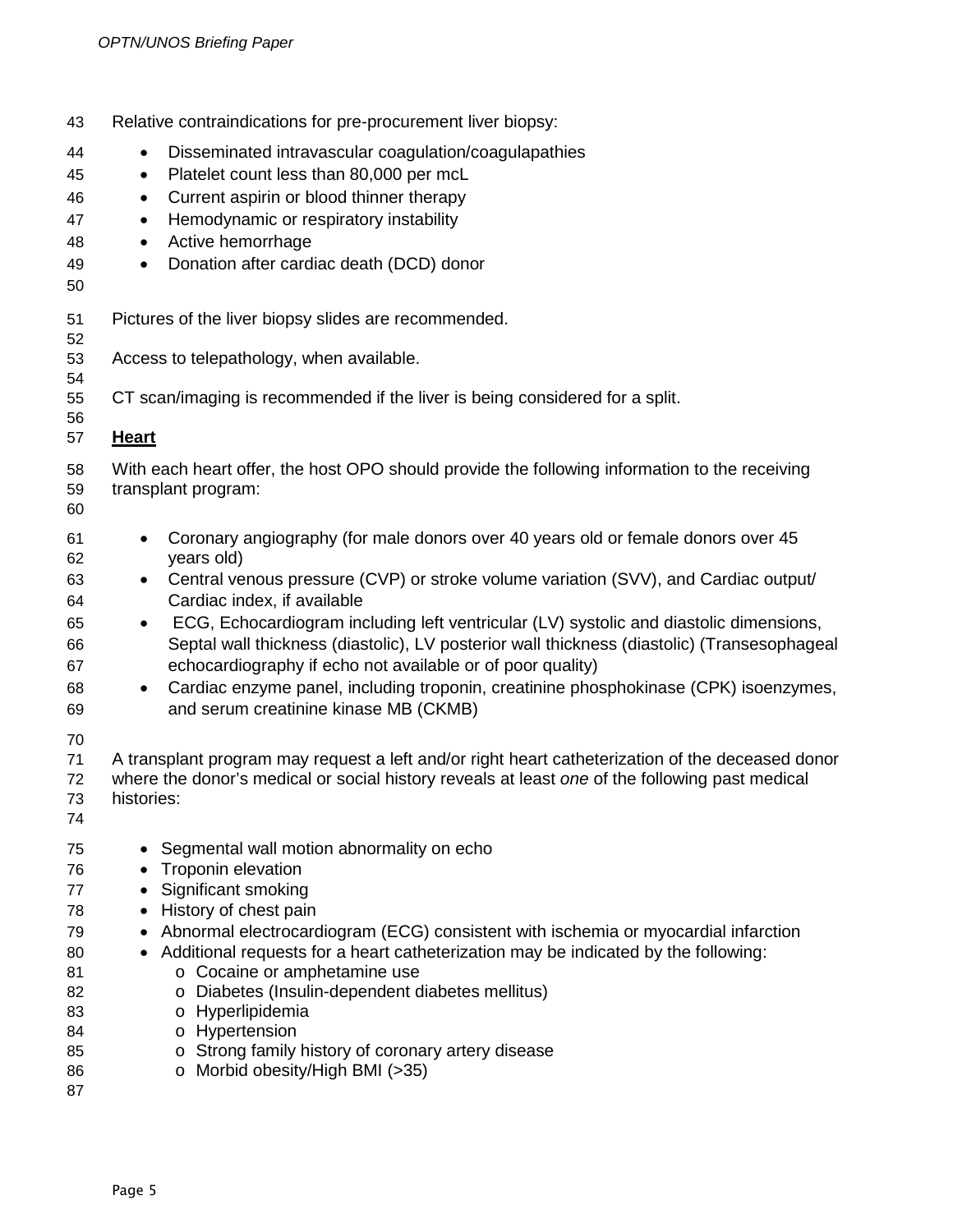Relative contraindications for pre-procurement liver biopsy:

- Disseminated intravascular coagulation/coagulapathies
- Platelet count less than 80,000 per mcL
- Current aspirin or blood thinner therapy
- Hemodynamic or respiratory instability
- Active hemorrhage
- Donation after cardiac death (DCD) donor

Pictures of the liver biopsy slides are recommended.

Access to telepathology, when available.

CT scan/imaging is recommended if the liver is being considered for a split.

**Heart**

With each heart offer, the host OPO should provide the following information to the receiving transplant program:

- Coronary angiography (for male donors over 40 years old or female donors over 45 years old)
- Central venous pressure (CVP) or stroke volume variation (SVV), and Cardiac output/ Cardiac index, if available
- ECG, Echocardiogram including left ventricular (LV) systolic and diastolic dimensions, Septal wall thickness (diastolic), LV posterior wall thickness (diastolic) (Transesophageal echocardiography if echo not available or of poor quality)
- Cardiac enzyme panel, including troponin, creatinine phosphokinase (CPK) isoenzymes, and serum creatinine kinase MB (CKMB)

A transplant program may request a left and/or right heart catheterization of the deceased donor where the donor's medical or social history reveals at least *one* of the following past medical histories:

- Segmental wall motion abnormality on echo
- Troponin elevation
- Significant smoking
- History of chest pain
- Abnormal electrocardiogram (ECG) consistent with ischemia or myocardial infarction
- Additional requests for a heart catheterization may be indicated by the following:
  - Cocaine or amphetamine use
  - Diabetes (Insulin-dependent diabetes mellitus)
  - Hyperlipidemia
  - Hypertension
  - Strong family history of coronary artery disease
  - Morbid obesity/High BMI (>35)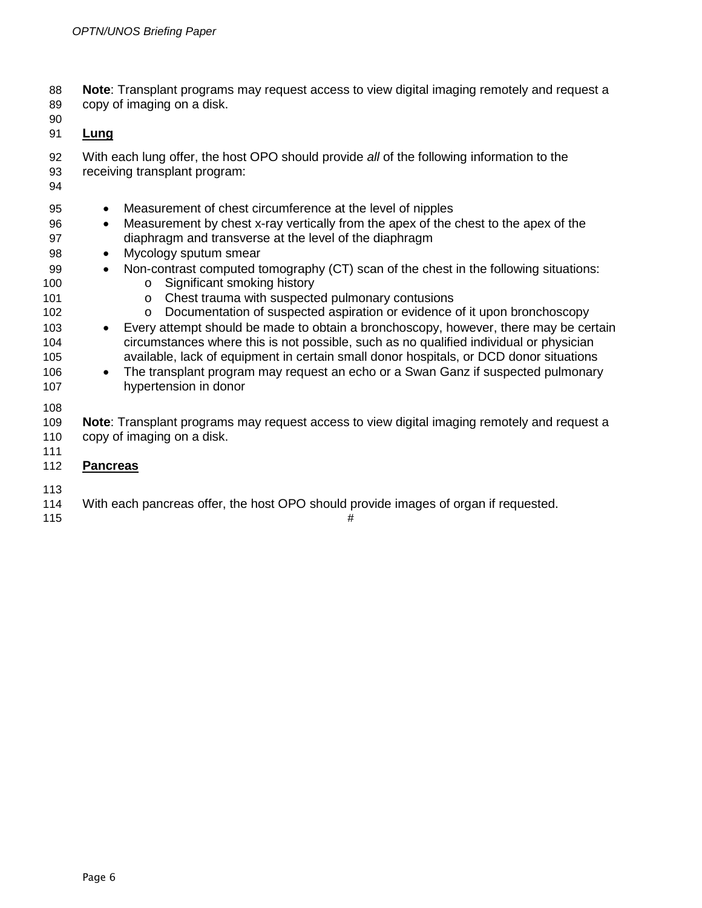**Note**: Transplant programs may request access to view digital imaging remotely and request a copy of imaging on a disk.

## Lung

With each lung offer, the host OPO should provide *all* of the following information to the receiving transplant program:

- Measurement of chest circumference at the level of nipples
- Measurement by chest x-ray vertically from the apex of the chest to the apex of the diaphragm and transverse at the level of the diaphragm
- Mycology sputum smear
- Non-contrast computed tomography (CT) scan of the chest in the following situations:
  - Significant smoking history
  - Chest trauma with suspected pulmonary contusions
  - Documentation of suspected aspiration or evidence of it upon bronchoscopy
- Every attempt should be made to obtain a bronchoscopy, however, there may be certain circumstances where this is not possible, such as no qualified individual or physician available, lack of equipment in certain small donor hospitals, or DCD donor situations
- The transplant program may request an echo or a Swan Ganz if suspected pulmonary hypertension in donor

**Note**: Transplant programs may request access to view digital imaging remotely and request a copy of imaging on a disk.

## Pancreas

With each pancreas offer, the host OPO should provide images of organ if requested.

#